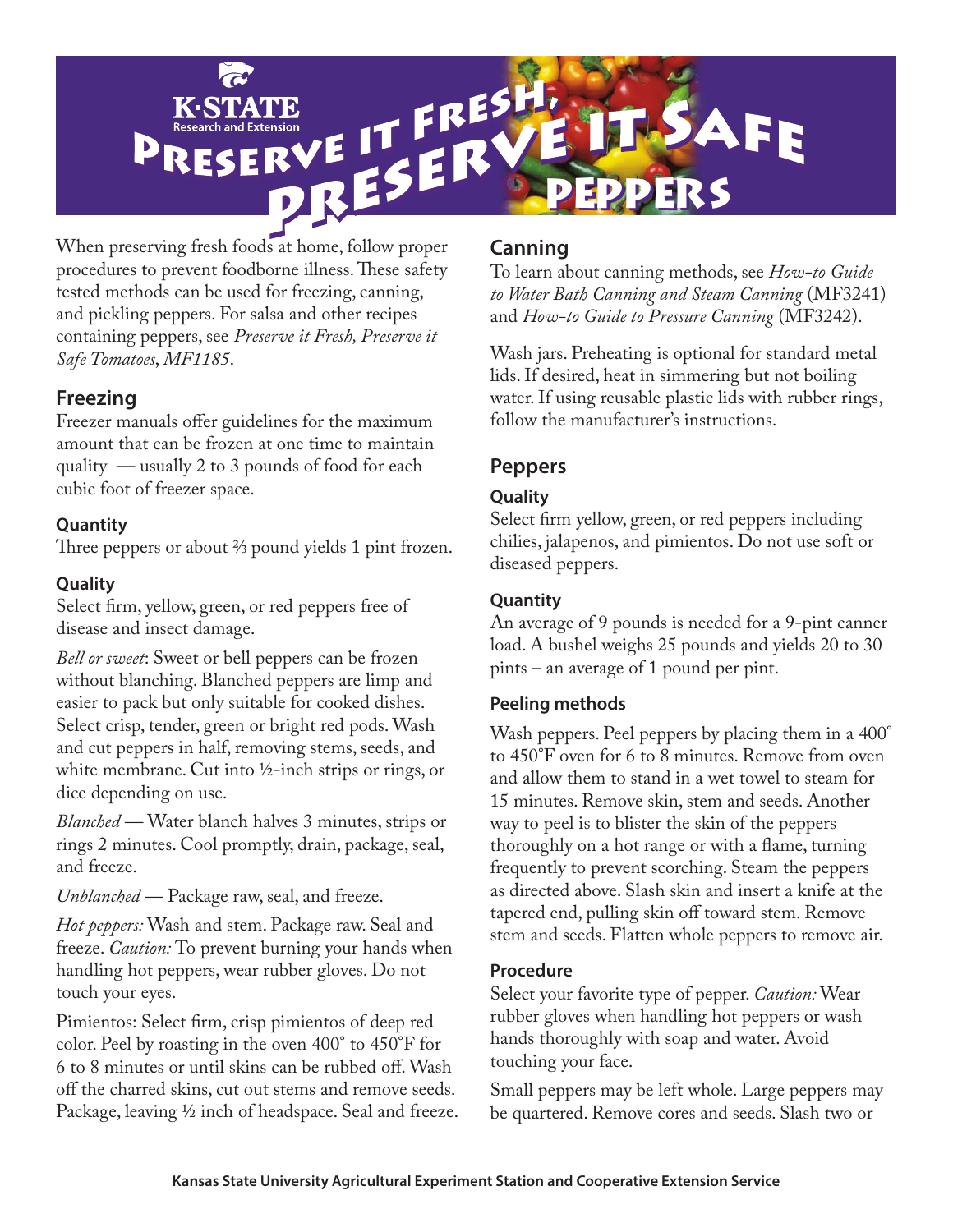# Preserve it Fresh, Preserve it Safe

## Peppers

When preserving fresh foods at home, follow proper procedures to prevent foodborne illness. These safety tested methods can be used for freezing, canning, and pickling peppers. For salsa and other recipes containing peppers, see *Preserve it Fresh, Preserve it Safe Tomatoes*, *MF1185*.

## Freezing

Freezer manuals offer guidelines for the maximum amount that can be frozen at one time to maintain quality — usually 2 to 3 pounds of food for each cubic foot of freezer space.

### Quantity

Three peppers or about ⅔ pound yields 1 pint frozen.

### Quality

Select firm, yellow, green, or red peppers free of disease and insect damage.

*Bell or sweet*: Sweet or bell peppers can be frozen without blanching. Blanched peppers are limp and easier to pack but only suitable for cooked dishes. Select crisp, tender, green or bright red pods. Wash and cut peppers in half, removing stems, seeds, and white membrane. Cut into ½-inch strips or rings, or dice depending on use.

*Blanched* — Water blanch halves 3 minutes, strips or rings 2 minutes. Cool promptly, drain, package, seal, and freeze.

*Unblanched* — Package raw, seal, and freeze.

*Hot peppers:* Wash and stem. Package raw. Seal and freeze. *Caution:* To prevent burning your hands when handling hot peppers, wear rubber gloves. Do not touch your eyes.

Pimientos: Select firm, crisp pimientos of deep red color. Peel by roasting in the oven 400˚ to 450˚F for 6 to 8 minutes or until skins can be rubbed off. Wash off the charred skins, cut out stems and remove seeds. Package, leaving ½ inch of headspace. Seal and freeze.

## Canning

To learn about canning methods, see *How-to Guide to Water Bath Canning and Steam Canning* (MF3241) and *How-to Guide to Pressure Canning* (MF3242).

Wash jars. Preheating is optional for standard metal lids. If desired, heat in simmering but not boiling water. If using reusable plastic lids with rubber rings, follow the manufacturer's instructions.

## Peppers

### Quality

Select firm yellow, green, or red peppers including chilies, jalapenos, and pimientos. Do not use soft or diseased peppers.

### Quantity

An average of 9 pounds is needed for a 9-pint canner load. A bushel weighs 25 pounds and yields 20 to 30 pints – an average of 1 pound per pint.

### Peeling methods

Wash peppers. Peel peppers by placing them in a 400˚ to 450˚F oven for 6 to 8 minutes. Remove from oven and allow them to stand in a wet towel to steam for 15 minutes. Remove skin, stem and seeds. Another way to peel is to blister the skin of the peppers thoroughly on a hot range or with a flame, turning frequently to prevent scorching. Steam the peppers as directed above. Slash skin and insert a knife at the tapered end, pulling skin off toward stem. Remove stem and seeds. Flatten whole peppers to remove air.

### Procedure

Select your favorite type of pepper. *Caution:* Wear rubber gloves when handling hot peppers or wash hands thoroughly with soap and water. Avoid touching your face.

Small peppers may be left whole. Large peppers may be quartered. Remove cores and seeds. Slash two or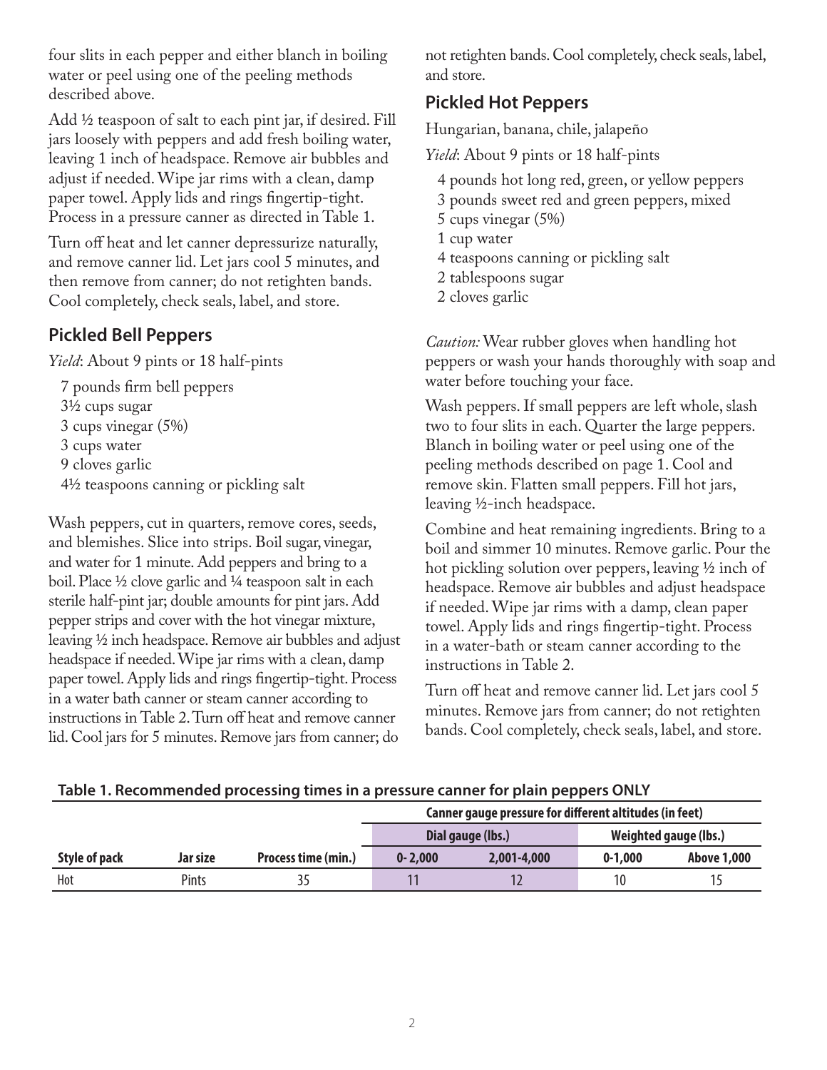four slits in each pepper and either blanch in boiling water or peel using one of the peeling methods described above.

Add ½ teaspoon of salt to each pint jar, if desired. Fill jars loosely with peppers and add fresh boiling water, leaving 1 inch of headspace. Remove air bubbles and adjust if needed. Wipe jar rims with a clean, damp paper towel. Apply lids and rings fingertip-tight. Process in a pressure canner as directed in Table 1.

Turn off heat and let canner depressurize naturally, and remove canner lid. Let jars cool 5 minutes, and then remove from canner; do not retighten bands. Cool completely, check seals, label, and store.

## Pickled Bell Peppers

*Yield*: About 9 pints or 18 half-pints

- 7 pounds firm bell peppers
- 3½ cups sugar
- 3 cups vinegar (5%)
- 3 cups water
- 9 cloves garlic
- 4½ teaspoons canning or pickling salt

Wash peppers, cut in quarters, remove cores, seeds, and blemishes. Slice into strips. Boil sugar, vinegar, and water for 1 minute. Add peppers and bring to a boil. Place ½ clove garlic and ¼ teaspoon salt in each sterile half-pint jar; double amounts for pint jars. Add pepper strips and cover with the hot vinegar mixture, leaving ½ inch headspace. Remove air bubbles and adjust headspace if needed. Wipe jar rims with a clean, damp paper towel. Apply lids and rings fingertip-tight. Process in a water bath canner or steam canner according to instructions in Table 2. Turn off heat and remove canner lid. Cool jars for 5 minutes. Remove jars from canner; do not retighten bands. Cool completely, check seals, label, and store.

## Pickled Hot Peppers

Hungarian, banana, chile, jalapeño

*Yield*: About 9 pints or 18 half-pints

- 4 pounds hot long red, green, or yellow peppers
- 3 pounds sweet red and green peppers, mixed
- 5 cups vinegar (5%)
- 1 cup water
- 4 teaspoons canning or pickling salt
- 2 tablespoons sugar
- 2 cloves garlic

*Caution:* Wear rubber gloves when handling hot peppers or wash your hands thoroughly with soap and water before touching your face.

Wash peppers. If small peppers are left whole, slash two to four slits in each. Quarter the large peppers. Blanch in boiling water or peel using one of the peeling methods described on page 1. Cool and remove skin. Flatten small peppers. Fill hot jars, leaving ½-inch headspace.

Combine and heat remaining ingredients. Bring to a boil and simmer 10 minutes. Remove garlic. Pour the hot pickling solution over peppers, leaving ½ inch of headspace. Remove air bubbles and adjust headspace if needed. Wipe jar rims with a damp, clean paper towel. Apply lids and rings fingertip-tight. Process in a water-bath or steam canner according to the instructions in Table 2.

Turn off heat and remove canner lid. Let jars cool 5 minutes. Remove jars from canner; do not retighten bands. Cool completely, check seals, label, and store.

**Table 1. Recommended processing times in a pressure canner for plain peppers ONLY**

| | | | Canner gauge pressure for different altitudes (in feet) | | | |
|---|---|---|---|---|---|---|
| | | | Dial gauge (lbs.) | | Weighted gauge (lbs.) | |
| **Style of pack** | **Jar size** | **Process time (min.)** | **0-2,000** | **2,001-4,000** | **0-1,000** | **Above 1,000** |
| Hot | Pints | 35 | 11 | 12 | 10 | 15 |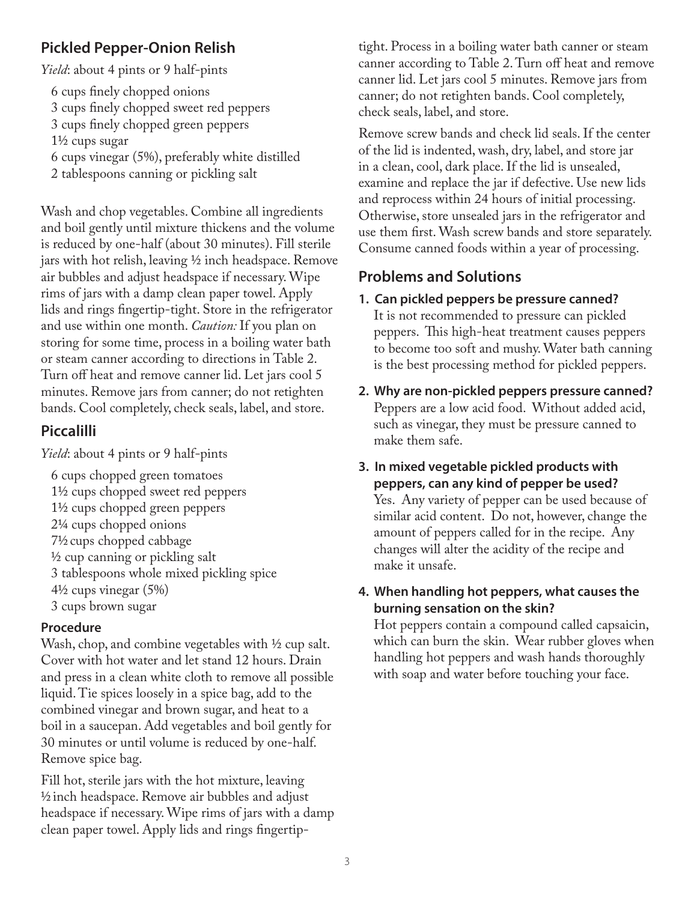## Pickled Pepper-Onion Relish

*Yield*: about 4 pints or 9 half-pints

- 6 cups finely chopped onions
- 3 cups finely chopped sweet red peppers
- 3 cups finely chopped green peppers
- 1½ cups sugar
- 6 cups vinegar (5%), preferably white distilled
- 2 tablespoons canning or pickling salt

Wash and chop vegetables. Combine all ingredients and boil gently until mixture thickens and the volume is reduced by one-half (about 30 minutes). Fill sterile jars with hot relish, leaving ½ inch headspace. Remove air bubbles and adjust headspace if necessary. Wipe rims of jars with a damp clean paper towel. Apply lids and rings fingertip-tight. Store in the refrigerator and use within one month. *Caution:* If you plan on storing for some time, process in a boiling water bath or steam canner according to directions in Table 2. Turn off heat and remove canner lid. Let jars cool 5 minutes. Remove jars from canner; do not retighten bands. Cool completely, check seals, label, and store.

## Piccalilli

*Yield*: about 4 pints or 9 half-pints

- 6 cups chopped green tomatoes
- 1½ cups chopped sweet red peppers
- 1½ cups chopped green peppers
- 2¼ cups chopped onions
- 7½ cups chopped cabbage
- ½ cup canning or pickling salt
- 3 tablespoons whole mixed pickling spice
- 4½ cups vinegar (5%)
- 3 cups brown sugar

### Procedure

Wash, chop, and combine vegetables with ½ cup salt. Cover with hot water and let stand 12 hours. Drain and press in a clean white cloth to remove all possible liquid. Tie spices loosely in a spice bag, add to the combined vinegar and brown sugar, and heat to a boil in a saucepan. Add vegetables and boil gently for 30 minutes or until volume is reduced by one-half. Remove spice bag.

Fill hot, sterile jars with the hot mixture, leaving ½ inch headspace. Remove air bubbles and adjust headspace if necessary. Wipe rims of jars with a damp clean paper towel. Apply lids and rings fingertip-tight. Process in a boiling water bath canner or steam canner according to Table 2. Turn off heat and remove canner lid. Let jars cool 5 minutes. Remove jars from canner; do not retighten bands. Cool completely, check seals, label, and store.

Remove screw bands and check lid seals. If the center of the lid is indented, wash, dry, label, and store jar in a clean, cool, dark place. If the lid is unsealed, examine and replace the jar if defective. Use new lids and reprocess within 24 hours of initial processing. Otherwise, store unsealed jars in the refrigerator and use them first. Wash screw bands and store separately. Consume canned foods within a year of processing.

## Problems and Solutions

**1. Can pickled peppers be pressure canned?**
It is not recommended to pressure can pickled peppers. This high-heat treatment causes peppers to become too soft and mushy. Water bath canning is the best processing method for pickled peppers.

**2. Why are non-pickled peppers pressure canned?**
Peppers are a low acid food. Without added acid, such as vinegar, they must be pressure canned to make them safe.

**3. In mixed vegetable pickled products with peppers, can any kind of pepper be used?**
Yes. Any variety of pepper can be used because of similar acid content. Do not, however, change the amount of peppers called for in the recipe. Any changes will alter the acidity of the recipe and make it unsafe.

**4. When handling hot peppers, what causes the burning sensation on the skin?**
Hot peppers contain a compound called capsaicin, which can burn the skin. Wear rubber gloves when handling hot peppers and wash hands thoroughly with soap and water before touching your face.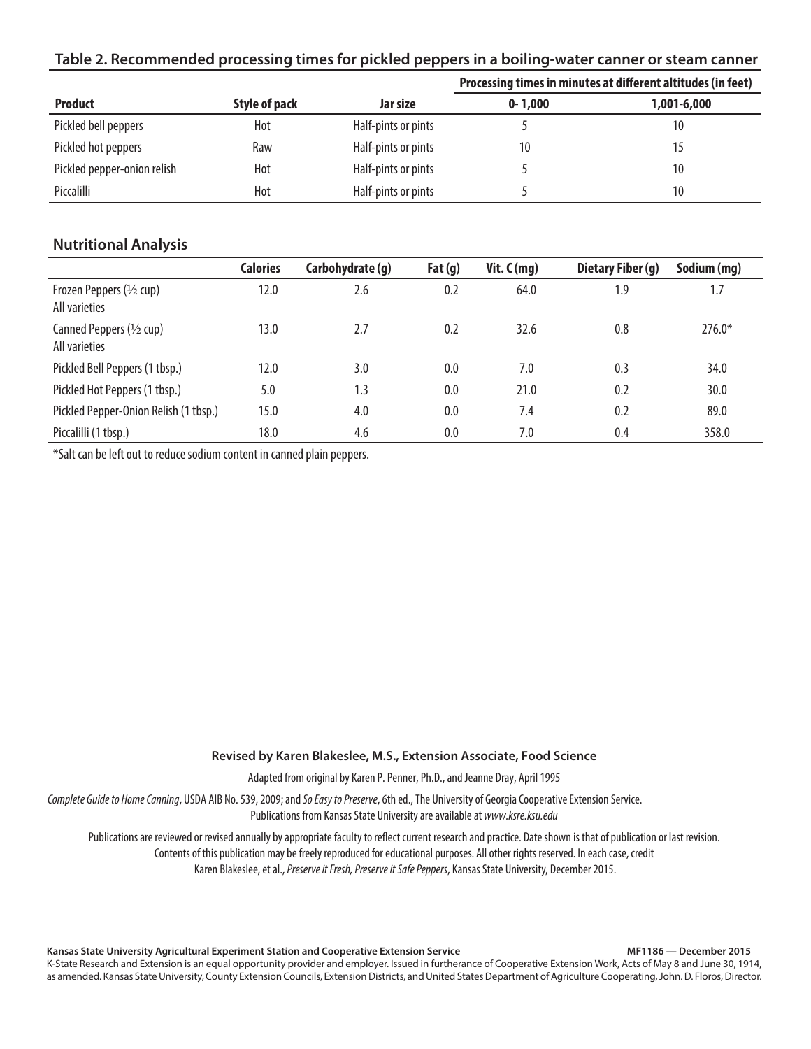**Table 2. Recommended processing times for pickled peppers in a boiling-water canner or steam canner**

| | | | Processing times in minutes at different altitudes (in feet) | |
|---|---|---|---|---|
| **Product** | **Style of pack** | **Jar size** | **0- 1,000** | **1,001-6,000** |
| Pickled bell peppers | Hot | Half-pints or pints | 5 | 10 |
| Pickled hot peppers | Raw | Half-pints or pints | 10 | 15 |
| Pickled pepper-onion relish | Hot | Half-pints or pints | 5 | 10 |
| Piccalilli | Hot | Half-pints or pints | 5 | 10 |

## Nutritional Analysis

| | Calories | Carbohydrate (g) | Fat (g) | Vit. C (mg) | Dietary Fiber (g) | Sodium (mg) |
|---|---|---|---|---|---|---|
| Frozen Peppers (½ cup) All varieties | 12.0 | 2.6 | 0.2 | 64.0 | 1.9 | 1.7 |
| Canned Peppers (½ cup) All varieties | 13.0 | 2.7 | 0.2 | 32.6 | 0.8 | 276.0* |
| Pickled Bell Peppers (1 tbsp.) | 12.0 | 3.0 | 0.0 | 7.0 | 0.3 | 34.0 |
| Pickled Hot Peppers (1 tbsp.) | 5.0 | 1.3 | 0.0 | 21.0 | 0.2 | 30.0 |
| Pickled Pepper-Onion Relish (1 tbsp.) | 15.0 | 4.0 | 0.0 | 7.4 | 0.2 | 89.0 |
| Piccalilli (1 tbsp.) | 18.0 | 4.6 | 0.0 | 7.0 | 0.4 | 358.0 |

*Salt can be left out to reduce sodium content in canned plain peppers.

**Revised by Karen Blakeslee, M.S., Extension Associate, Food Science**

Adapted from original by Karen P. Penner, Ph.D., and Jeanne Dray, April 1995

*Complete Guide to Home Canning*, USDA AIB No. 539, 2009; and *So Easy to Preserve*, 6th ed., The University of Georgia Cooperative Extension Service.

Publications from Kansas State University are available at *www.ksre.ksu.edu*

Publications are reviewed or revised annually by appropriate faculty to reflect current research and practice. Date shown is that of publication or last revision. Contents of this publication may be freely reproduced for educational purposes. All other rights reserved. In each case, credit Karen Blakeslee, et al., *Preserve it Fresh, Preserve it Safe Peppers*, Kansas State University, December 2015.

**Kansas State University Agricultural Experiment Station and Cooperative Extension Service** **MF1186 — December 2015**

K-State Research and Extension is an equal opportunity provider and employer. Issued in furtherance of Cooperative Extension Work, Acts of May 8 and June 30, 1914, as amended. Kansas State University, County Extension Councils, Extension Districts, and United States Department of Agriculture Cooperating, John. D. Floros, Director.